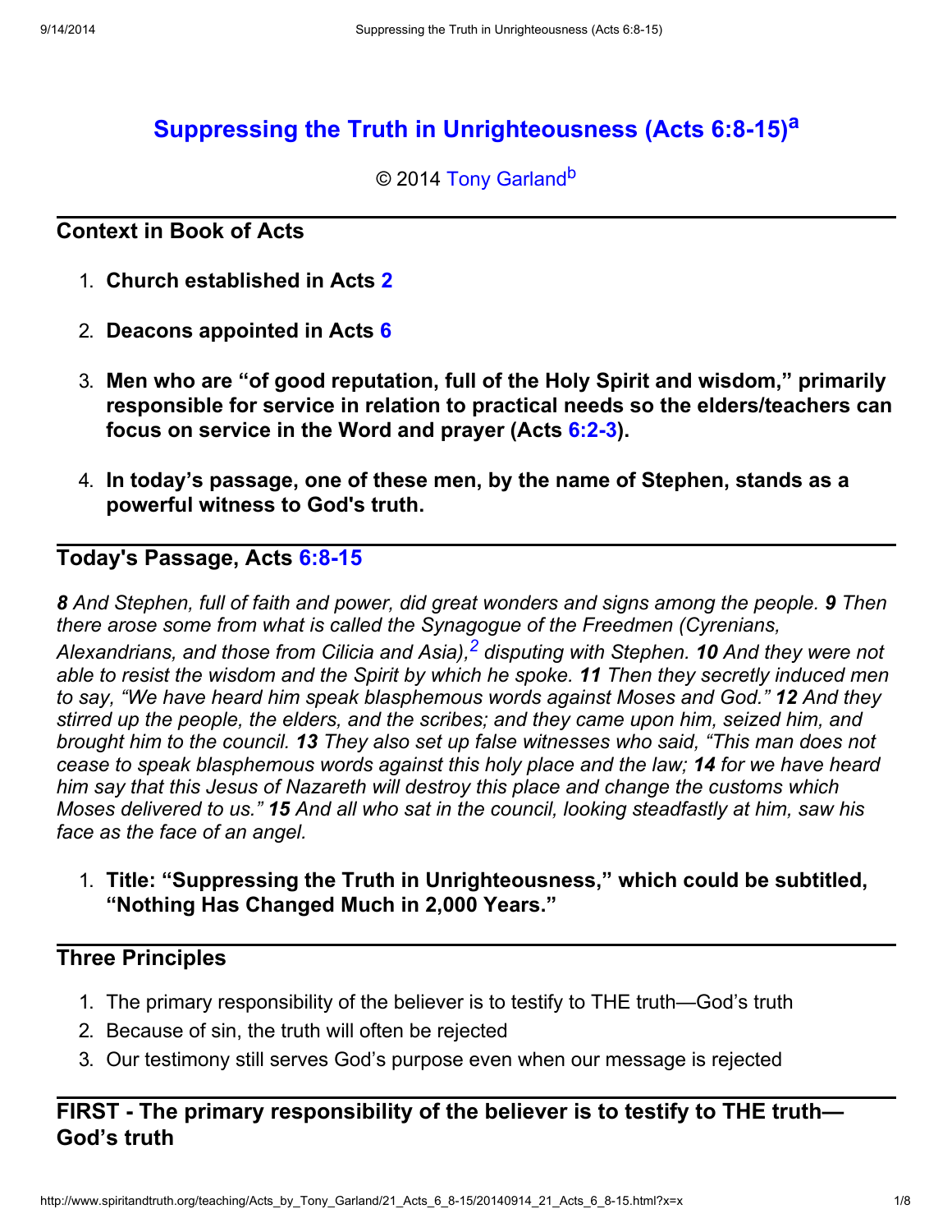# Suppressing the Truth in Unrighteousness (Acts 6:8-15)[a]

© 2014 Tony Garland[b]

## Context in Book of Acts

1. **Church established in Acts 2**
2. **Deacons appointed in Acts 6**
3. **Men who are "of good reputation, full of the Holy Spirit and wisdom," primarily responsible for service in relation to practical needs so the elders/teachers can focus on service in the Word and prayer (Acts 6:2-3).**
4. **In today's passage, one of these men, by the name of Stephen, stands as a powerful witness to God's truth.**

## Today's Passage, Acts 6:8-15

***8** And Stephen, full of faith and power, did great wonders and signs among the people. **9** Then there arose some from what is called the Synagogue of the Freedmen (Cyrenians, Alexandrians, and those from Cilicia and Asia),[2] disputing with Stephen. **10** And they were not able to resist the wisdom and the Spirit by which he spoke. **11** Then they secretly induced men to say, "We have heard him speak blasphemous words against Moses and God." **12** And they stirred up the people, the elders, and the scribes; and they came upon him, seized him, and brought him to the council. **13** They also set up false witnesses who said, "This man does not cease to speak blasphemous words against this holy place and the law; **14** for we have heard him say that this Jesus of Nazareth will destroy this place and change the customs which Moses delivered to us." **15** And all who sat in the council, looking steadfastly at him, saw his face as the face of an angel.*

1. **Title: "Suppressing the Truth in Unrighteousness," which could be subtitled, "Nothing Has Changed Much in 2,000 Years."**

## Three Principles

1. The primary responsibility of the believer is to testify to THE truth—God's truth
2. Because of sin, the truth will often be rejected
3. Our testimony still serves God's purpose even when our message is rejected

## FIRST - The primary responsibility of the believer is to testify to THE truth—God's truth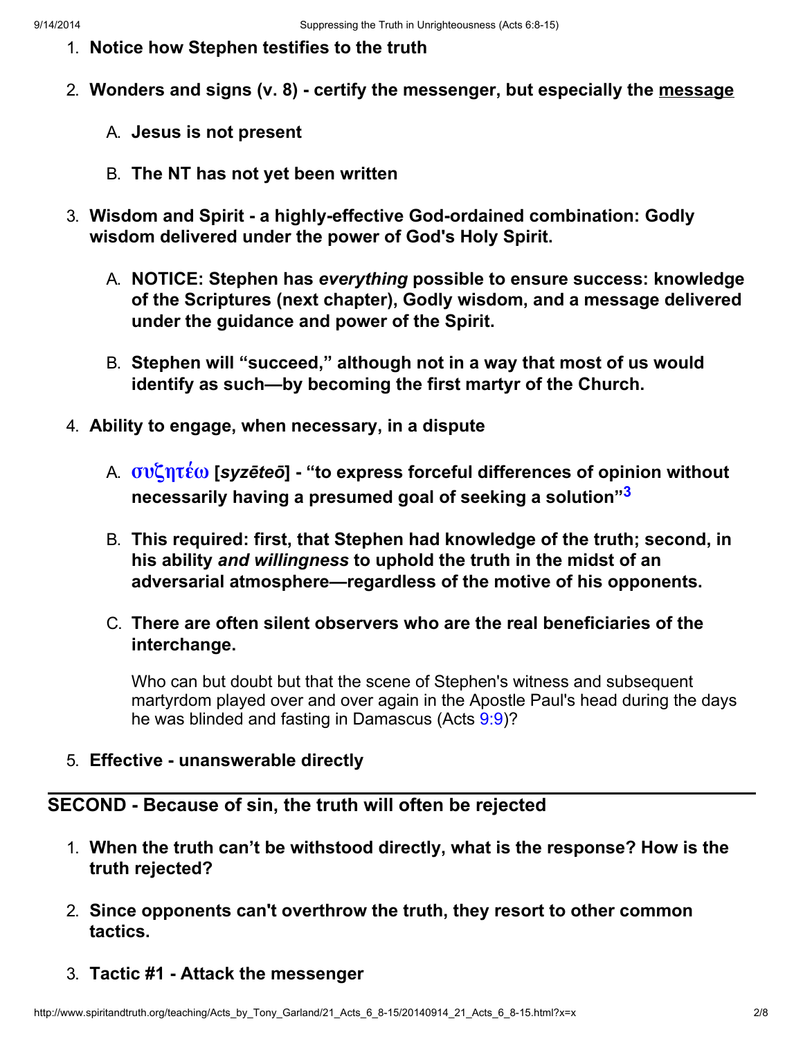1. **Notice how Stephen testifies to the truth**
2. **Wonders and signs (v. 8) - certify the messenger, but especially the <u>message</u>**
    A. **Jesus is not present**
    B. **The NT has not yet been written**
3. **Wisdom and Spirit - a highly-effective God-ordained combination: Godly wisdom delivered under the power of God's Holy Spirit.**
    A. **NOTICE: Stephen has *everything* possible to ensure success: knowledge of the Scriptures (next chapter), Godly wisdom, and a message delivered under the guidance and power of the Spirit.**
    B. **Stephen will "succeed," although not in a way that most of us would identify as such—by becoming the first martyr of the Church.**
4. **Ability to engage, when necessary, in a dispute**
    A. **συζητέω [*syzēteō*] - "to express forceful differences of opinion without necessarily having a presumed goal of seeking a solution"[3]**
    B. **This required: first, that Stephen had knowledge of the truth; second, in his ability *and willingness* to uphold the truth in the midst of an adversarial atmosphere—regardless of the motive of his opponents.**
    C. **There are often silent observers who are the real beneficiaries of the interchange.**

       Who can but doubt but that the scene of Stephen's witness and subsequent martyrdom played over and over again in the Apostle Paul's head during the days he was blinded and fasting in Damascus (Acts 9:9)?
5. **Effective - unanswerable directly**

---

## SECOND - Because of sin, the truth will often be rejected

1. **When the truth can't be withstood directly, what is the response? How is the truth rejected?**
2. **Since opponents can't overthrow the truth, they resort to other common tactics.**
3. **Tactic #1 - Attack the messenger**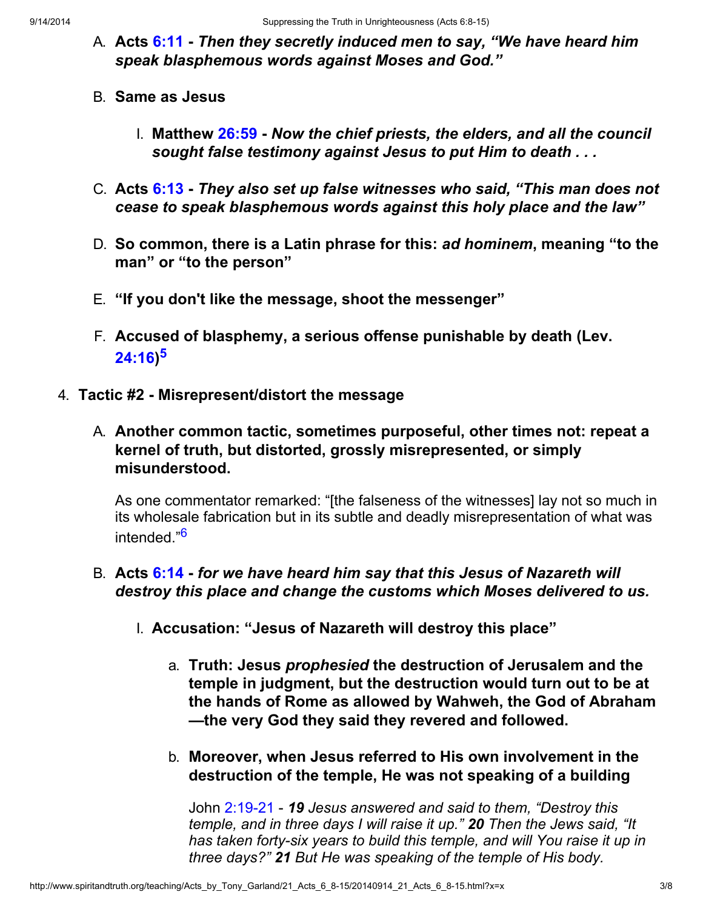A. **Acts 6:11 - *Then they secretly induced men to say, "We have heard him speak blasphemous words against Moses and God."***

B. **Same as Jesus**

   I. **Matthew 26:59 - *Now the chief priests, the elders, and all the council sought false testimony against Jesus to put Him to death . . .***

C. **Acts 6:13 - *They also set up false witnesses who said, "This man does not cease to speak blasphemous words against this holy place and the law"***

D. **So common, there is a Latin phrase for this: *ad hominem*, meaning "to the man" or "to the person"**

E. **"If you don't like the message, shoot the messenger"**

F. **Accused of blasphemy, a serious offense punishable by death (Lev. 24:16)[5]**

4. **Tactic #2 - Misrepresent/distort the message**

   A. **Another common tactic, sometimes purposeful, other times not: repeat a kernel of truth, but distorted, grossly misrepresented, or simply misunderstood.**

      As one commentator remarked: "[the falseness of the witnesses] lay not so much in its wholesale fabrication but in its subtle and deadly misrepresentation of what was intended."[6]

   B. **Acts 6:14 - *for we have heard him say that this Jesus of Nazareth will destroy this place and change the customs which Moses delivered to us.***

      I. **Accusation: "Jesus of Nazareth will destroy this place"**

         a. **Truth: Jesus *prophesied* the destruction of Jerusalem and the temple in judgment, but the destruction would turn out to be at the hands of Rome as allowed by Wahweh, the God of Abraham—the very God they said they revered and followed.**

         b. **Moreover, when Jesus referred to His own involvement in the destruction of the temple, He was not speaking of a building**

            John 2:19-21 - ***19*** *Jesus answered and said to them, "Destroy this temple, and in three days I will raise it up."* ***20*** *Then the Jews said, "It has taken forty-six years to build this temple, and will You raise it up in three days?"* ***21*** *But He was speaking of the temple of His body.*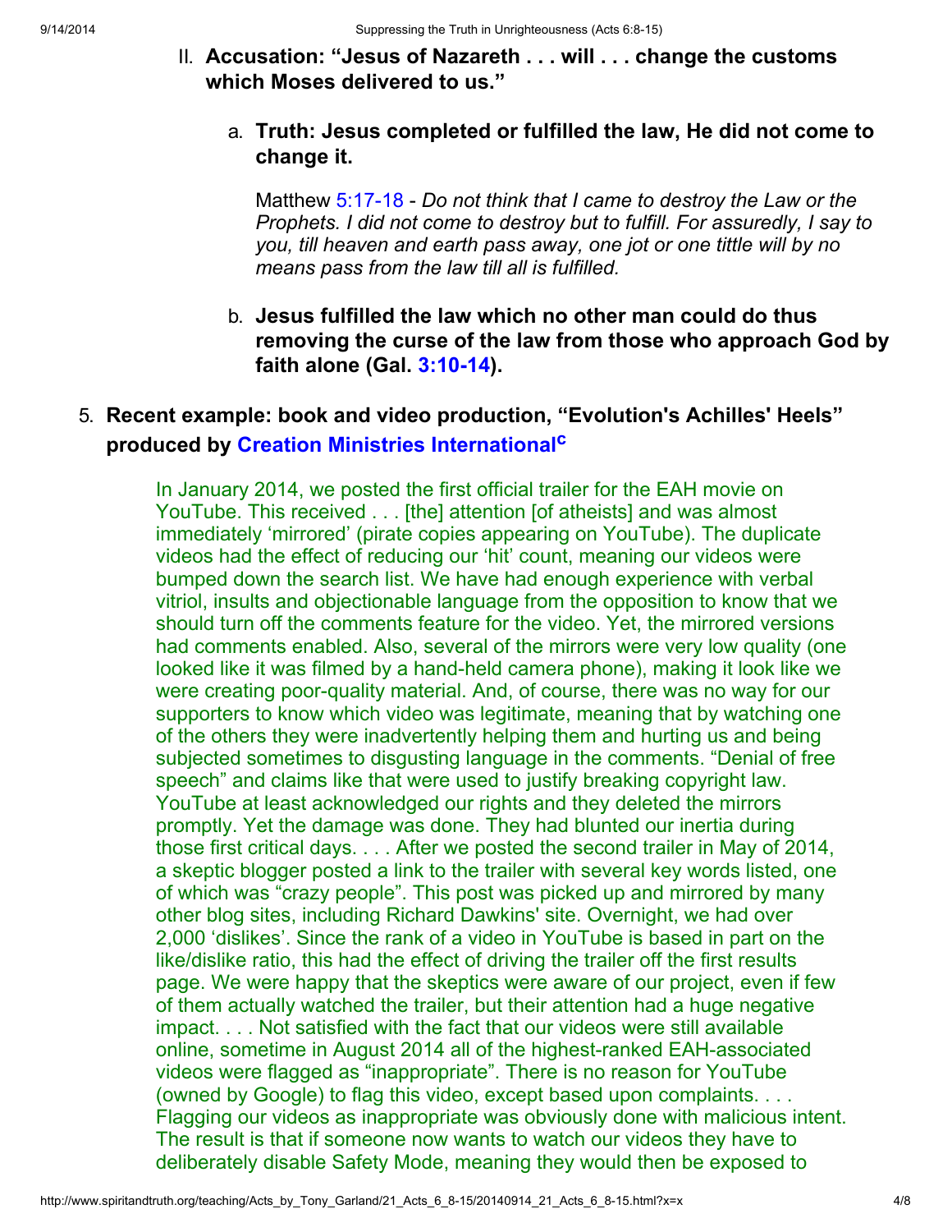II. **Accusation: "Jesus of Nazareth . . . will . . . change the customs which Moses delivered to us."**

   a. **Truth: Jesus completed or fulfilled the law, He did not come to change it.**

      Matthew 5:17-18 - *Do not think that I came to destroy the Law or the Prophets. I did not come to destroy but to fulfill. For assuredly, I say to you, till heaven and earth pass away, one jot or one tittle will by no means pass from the law till all is fulfilled.*

   b. **Jesus fulfilled the law which no other man could do thus removing the curse of the law from those who approach God by faith alone (Gal. 3:10-14).**

5. **Recent example: book and video production, "Evolution's Achilles' Heels" produced by Creation Ministries International[c]**

   In January 2014, we posted the first official trailer for the EAH movie on YouTube. This received . . . [the] attention [of atheists] and was almost immediately 'mirrored' (pirate copies appearing on YouTube). The duplicate videos had the effect of reducing our 'hit' count, meaning our videos were bumped down the search list. We have had enough experience with verbal vitriol, insults and objectionable language from the opposition to know that we should turn off the comments feature for the video. Yet, the mirrored versions had comments enabled. Also, several of the mirrors were very low quality (one looked like it was filmed by a hand-held camera phone), making it look like we were creating poor-quality material. And, of course, there was no way for our supporters to know which video was legitimate, meaning that by watching one of the others they were inadvertently helping them and hurting us and being subjected sometimes to disgusting language in the comments. "Denial of free speech" and claims like that were used to justify breaking copyright law. YouTube at least acknowledged our rights and they deleted the mirrors promptly. Yet the damage was done. They had blunted our inertia during those first critical days. . . . After we posted the second trailer in May of 2014, a skeptic blogger posted a link to the trailer with several key words listed, one of which was "crazy people". This post was picked up and mirrored by many other blog sites, including Richard Dawkins' site. Overnight, we had over 2,000 'dislikes'. Since the rank of a video in YouTube is based in part on the like/dislike ratio, this had the effect of driving the trailer off the first results page. We were happy that the skeptics were aware of our project, even if few of them actually watched the trailer, but their attention had a huge negative impact. . . . Not satisfied with the fact that our videos were still available online, sometime in August 2014 all of the highest-ranked EAH-associated videos were flagged as "inappropriate". There is no reason for YouTube (owned by Google) to flag this video, except based upon complaints. . . . Flagging our videos as inappropriate was obviously done with malicious intent. The result is that if someone now wants to watch our videos they have to deliberately disable Safety Mode, meaning they would then be exposed to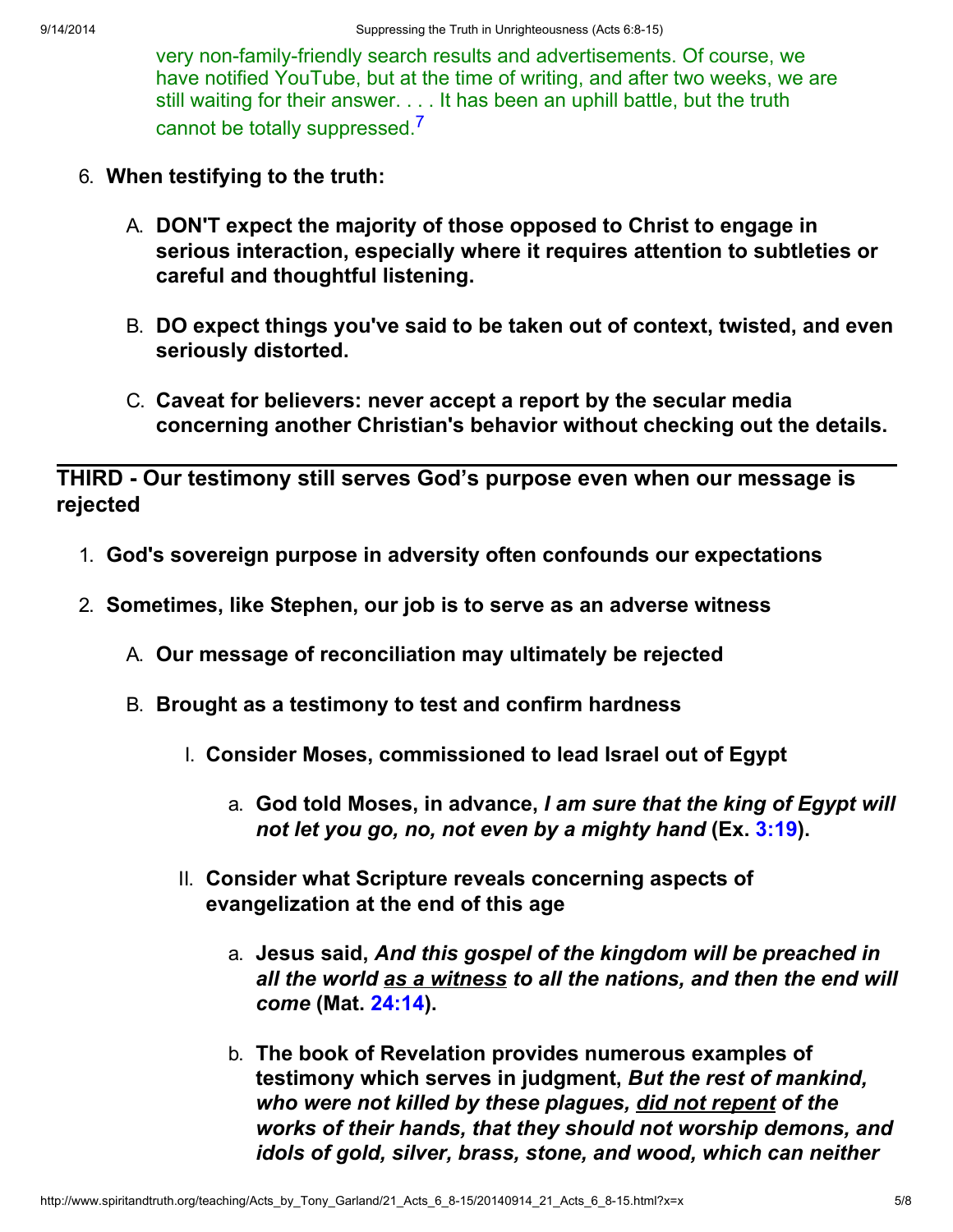very non-family-friendly search results and advertisements. Of course, we have notified YouTube, but at the time of writing, and after two weeks, we are still waiting for their answer. . . . It has been an uphill battle, but the truth cannot be totally suppressed.[7]

6. **When testifying to the truth:**

   A. **DON'T expect the majority of those opposed to Christ to engage in serious interaction, especially where it requires attention to subtleties or careful and thoughtful listening.**

   B. **DO expect things you've said to be taken out of context, twisted, and even seriously distorted.**

   C. **Caveat for believers: never accept a report by the secular media concerning another Christian's behavior without checking out the details.**

---

**THIRD - Our testimony still serves God's purpose even when our message is rejected**

1. **God's sovereign purpose in adversity often confounds our expectations**

2. **Sometimes, like Stephen, our job is to serve as an adverse witness**

   A. **Our message of reconciliation may ultimately be rejected**

   B. **Brought as a testimony to test and confirm hardness**

      I. **Consider Moses, commissioned to lead Israel out of Egypt**

         a. **God told Moses, in advance, *I am sure that the king of Egypt will not let you go, no, not even by a mighty hand* (Ex. 3:19).**

      II. **Consider what Scripture reveals concerning aspects of evangelization at the end of this age**

         a. **Jesus said, *And this gospel of the kingdom will be preached in all the world <u>as a witness</u> to all the nations, and then the end will come* (Mat. 24:14).**

         b. **The book of Revelation provides numerous examples of testimony which serves in judgment, *But the rest of mankind, who were not killed by these plagues, <u>did not repent</u> of the works of their hands, that they should not worship demons, and idols of gold, silver, brass, stone, and wood, which can neither***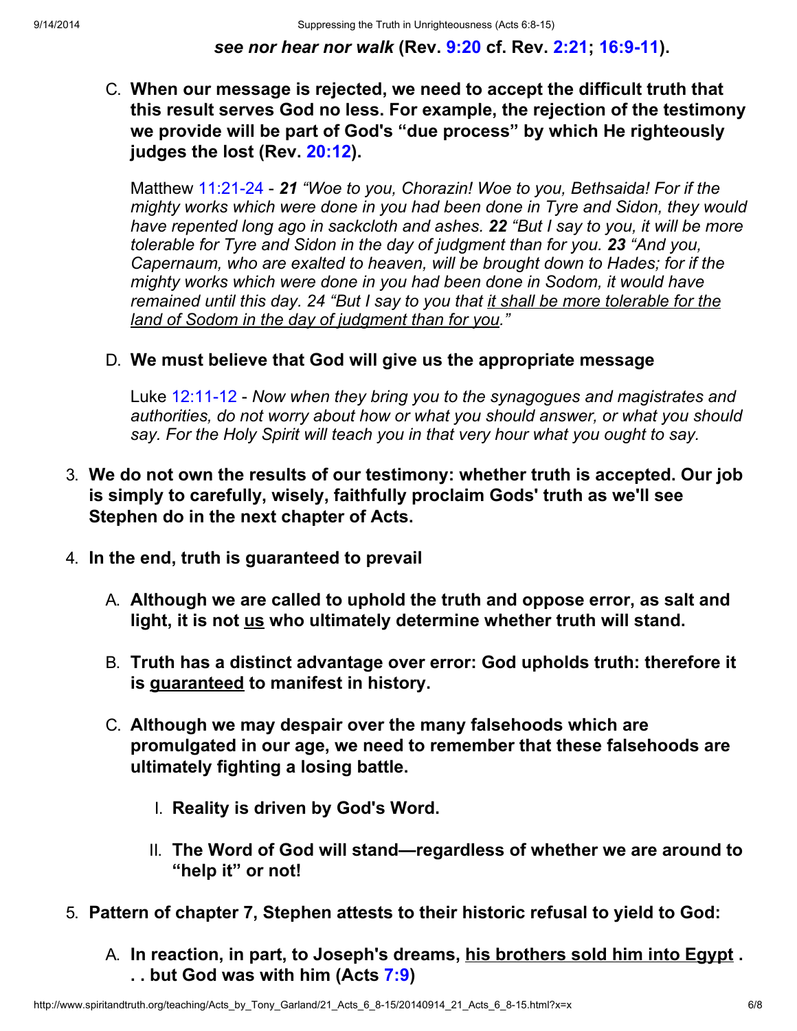***see nor hear nor walk* (Rev. 9:20 cf. Rev. 2:21; 16:9-11).**

C. **When our message is rejected, we need to accept the difficult truth that this result serves God no less. For example, the rejection of the testimony we provide will be part of God's "due process" by which He righteously judges the lost (Rev. 20:12).**

   Matthew 11:21-24 - ***21*** *"Woe to you, Chorazin! Woe to you, Bethsaida! For if the mighty works which were done in you had been done in Tyre and Sidon, they would have repented long ago in sackcloth and ashes.* ***22*** *"But I say to you, it will be more tolerable for Tyre and Sidon in the day of judgment than for you.* ***23*** *"And you, Capernaum, who are exalted to heaven, will be brought down to Hades; for if the mighty works which were done in you had been done in Sodom, it would have remained until this day. 24 "But I say to you that <u>it shall be more tolerable for the land of Sodom in the day of judgment than for you</u>."*

D. **We must believe that God will give us the appropriate message**

   Luke 12:11-12 - *Now when they bring you to the synagogues and magistrates and authorities, do not worry about how or what you should answer, or what you should say. For the Holy Spirit will teach you in that very hour what you ought to say.*

3. **We do not own the results of our testimony: whether truth is accepted. Our job is simply to carefully, wisely, faithfully proclaim Gods' truth as we'll see Stephen do in the next chapter of Acts.**

4. **In the end, truth is guaranteed to prevail**

   A. **Although we are called to uphold the truth and oppose error, as salt and light, it is not <u>us</u> who ultimately determine whether truth will stand.**

   B. **Truth has a distinct advantage over error: God upholds truth: therefore it is <u>guaranteed</u> to manifest in history.**

   C. **Although we may despair over the many falsehoods which are promulgated in our age, we need to remember that these falsehoods are ultimately fighting a losing battle.**

      I. **Reality is driven by God's Word.**

      II. **The Word of God will stand—regardless of whether we are around to "help it" or not!**

5. **Pattern of chapter 7, Stephen attests to their historic refusal to yield to God:**

   A. **In reaction, in part, to Joseph's dreams, <u>his brothers sold him into Egypt</u> . . . but God was with him (Acts 7:9)**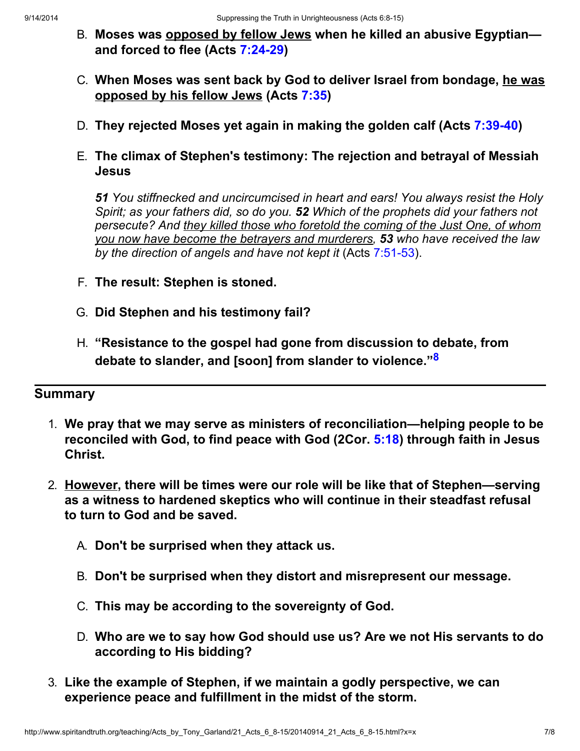B. **Moses was opposed by fellow Jews when he killed an abusive Egyptian—and forced to flee (Acts 7:24-29)**

C. **When Moses was sent back by God to deliver Israel from bondage, he was opposed by his fellow Jews (Acts 7:35)**

D. **They rejected Moses yet again in making the golden calf (Acts 7:39-40)**

E. **The climax of Stephen's testimony: The rejection and betrayal of Messiah Jesus**

*__51__ You stiffnecked and uncircumcised in heart and ears! You always resist the Holy Spirit; as your fathers did, so do you. __52__ Which of the prophets did your fathers not persecute? And they killed those who foretold the coming of the Just One, of whom you now have become the betrayers and murderers, __53__ who have received the law by the direction of angels and have not kept it* (Acts 7:51-53).

F. **The result: Stephen is stoned.**

G. **Did Stephen and his testimony fail?**

H. **"Resistance to the gospel had gone from discussion to debate, from debate to slander, and [soon] from slander to violence."[8]**

## Summary

1. **We pray that we may serve as ministers of reconciliation—helping people to be reconciled with God, to find peace with God (2Cor. 5:18) through faith in Jesus Christ.**

2. **However, there will be times were our role will be like that of Stephen—serving as a witness to hardened skeptics who will continue in their steadfast refusal to turn to God and be saved.**

   A. **Don't be surprised when they attack us.**

   B. **Don't be surprised when they distort and misrepresent our message.**

   C. **This may be according to the sovereignty of God.**

   D. **Who are we to say how God should use us? Are we not His servants to do according to His bidding?**

3. **Like the example of Stephen, if we maintain a godly perspective, we can experience peace and fulfillment in the midst of the storm.**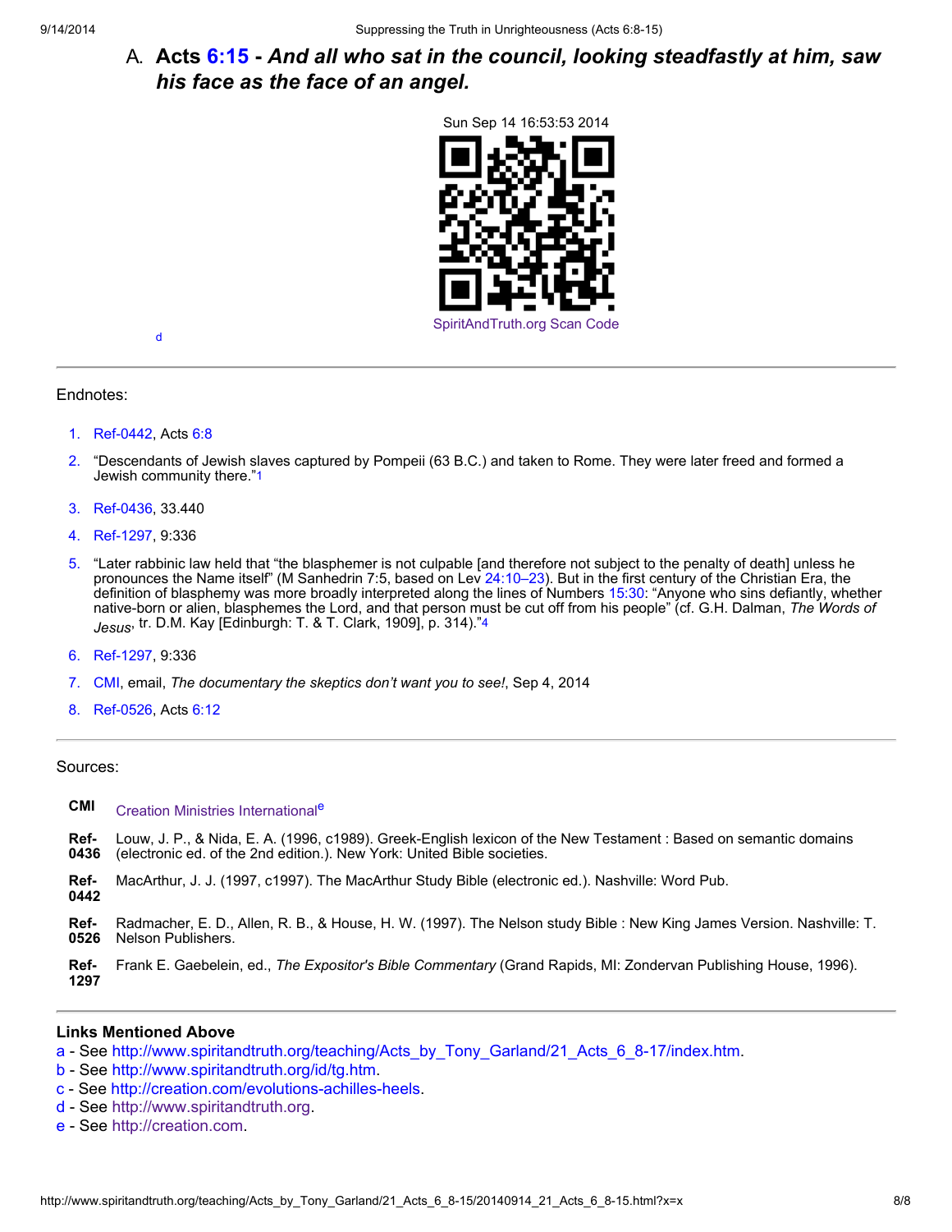A. **Acts 6:15 - *And all who sat in the council, looking steadfastly at him, saw his face as the face of an angel.***

Sun Sep 14 16:53:53 2014

SpiritAndTruth.org Scan Code

d

---

Endnotes:

1. Ref-0442, Acts 6:8
2. "Descendants of Jewish slaves captured by Pompeii (63 B.C.) and taken to Rome. They were later freed and formed a Jewish community there."1
3. Ref-0436, 33.440
4. Ref-1297, 9:336
5. "Later rabbinic law held that "the blasphemer is not culpable [and therefore not subject to the penalty of death] unless he pronounces the Name itself" (M Sanhedrin 7:5, based on Lev 24:10–23). But in the first century of the Christian Era, the definition of blasphemy was more broadly interpreted along the lines of Numbers 15:30: "Anyone who sins defiantly, whether native-born or alien, blasphemes the Lord, and that person must be cut off from his people" (cf. G.H. Dalman, *The Words of Jesus*, tr. D.M. Kay [Edinburgh: T. & T. Clark, 1909], p. 314)."4
6. Ref-1297, 9:336
7. CMI, email, *The documentary the skeptics don't want you to see!*, Sep 4, 2014
8. Ref-0526, Acts 6:12

---

Sources:

| | |
|---|---|
| **CMI** | Creation Ministries International[e] |
| **Ref-0436** | Louw, J. P., & Nida, E. A. (1996, c1989). Greek-English lexicon of the New Testament : Based on semantic domains (electronic ed. of the 2nd edition.). New York: United Bible societies. |
| **Ref-0442** | MacArthur, J. J. (1997, c1997). The MacArthur Study Bible (electronic ed.). Nashville: Word Pub. |
| **Ref-0526** | Radmacher, E. D., Allen, R. B., & House, H. W. (1997). The Nelson study Bible : New King James Version. Nashville: T. Nelson Publishers. |
| **Ref-1297** | Frank E. Gaebelein, ed., *The Expositor's Bible Commentary* (Grand Rapids, MI: Zondervan Publishing House, 1996). |

---

**Links Mentioned Above**

a - See http://www.spiritandtruth.org/teaching/Acts_by_Tony_Garland/21_Acts_6_8-17/index.htm.
b - See http://www.spiritandtruth.org/id/tg.htm.
c - See http://creation.com/evolutions-achilles-heels.
d - See http://www.spiritandtruth.org.
e - See http://creation.com.